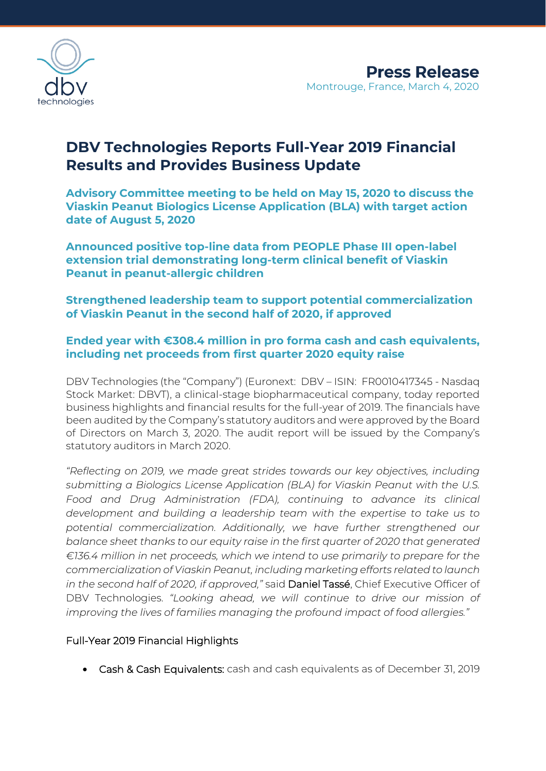**Press Release**

Montrouge, France, March 4, 2020

# DBV Technologies Reports Full-Year 2019 Financial Results and Provides Business Update

**Advisory Committee meeting to be held on May 15, 2020 to discuss the Viaskin Peanut Biologics License Application (BLA) with target action date of August 5, 2020**

**Announced positive top-line data from PEOPLE Phase III open-label extension trial demonstrating long-term clinical benefit of Viaskin Peanut in peanut-allergic children**

**Strengthened leadership team to support potential commercialization of Viaskin Peanut in the second half of 2020, if approved**

**Ended year with €308.4 million in pro forma cash and cash equivalents, including net proceeds from first quarter 2020 equity raise**

DBV Technologies (the "Company") (Euronext: DBV – ISIN: FR0010417345 - Nasdaq Stock Market: DBVT), a clinical-stage biopharmaceutical company, today reported business highlights and financial results for the full-year of 2019. The financials have been audited by the Company's statutory auditors and were approved by the Board of Directors on March 3, 2020. The audit report will be issued by the Company's statutory auditors in March 2020.

*"Reflecting on 2019, we made great strides towards our key objectives, including submitting a Biologics License Application (BLA) for Viaskin Peanut with the U.S. Food and Drug Administration (FDA), continuing to advance its clinical development and building a leadership team with the expertise to take us to potential commercialization. Additionally, we have further strengthened our balance sheet thanks to our equity raise in the first quarter of 2020 that generated €136.4 million in net proceeds, which we intend to use primarily to prepare for the commercialization of Viaskin Peanut, including marketing efforts related to launch in the second half of 2020, if approved,"* said Daniel Tassé, Chief Executive Officer of DBV Technologies. *"Looking ahead, we will continue to drive our mission of improving the lives of families managing the profound impact of food allergies."*

## Full-Year 2019 Financial Highlights

- Cash & Cash Equivalents: cash and cash equivalents as of December 31, 2019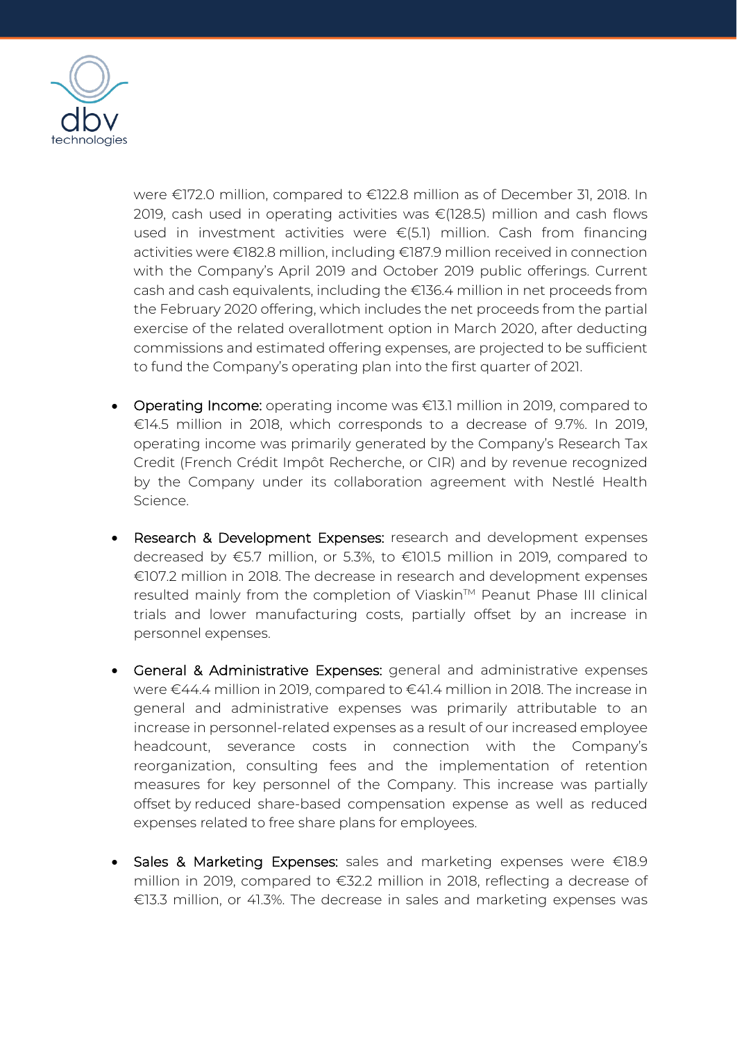were €172.0 million, compared to €122.8 million as of December 31, 2018. In 2019, cash used in operating activities was €(128.5) million and cash flows used in investment activities were €(5.1) million. Cash from financing activities were €182.8 million, including €187.9 million received in connection with the Company's April 2019 and October 2019 public offerings. Current cash and cash equivalents, including the €136.4 million in net proceeds from the February 2020 offering, which includes the net proceeds from the partial exercise of the related overallotment option in March 2020, after deducting commissions and estimated offering expenses, are projected to be sufficient to fund the Company's operating plan into the first quarter of 2021.

- Operating Income: operating income was €13.1 million in 2019, compared to €14.5 million in 2018, which corresponds to a decrease of 9.7%. In 2019, operating income was primarily generated by the Company's Research Tax Credit (French Crédit Impôt Recherche, or CIR) and by revenue recognized by the Company under its collaboration agreement with Nestlé Health Science.

- Research & Development Expenses: research and development expenses decreased by €5.7 million, or 5.3%, to €101.5 million in 2019, compared to €107.2 million in 2018. The decrease in research and development expenses resulted mainly from the completion of Viaskin™ Peanut Phase III clinical trials and lower manufacturing costs, partially offset by an increase in personnel expenses.

- General & Administrative Expenses: general and administrative expenses were €44.4 million in 2019, compared to €41.4 million in 2018. The increase in general and administrative expenses was primarily attributable to an increase in personnel-related expenses as a result of our increased employee headcount, severance costs in connection with the Company's reorganization, consulting fees and the implementation of retention measures for key personnel of the Company. This increase was partially offset by reduced share-based compensation expense as well as reduced expenses related to free share plans for employees.

- Sales & Marketing Expenses: sales and marketing expenses were €18.9 million in 2019, compared to €32.2 million in 2018, reflecting a decrease of €13.3 million, or 41.3%. The decrease in sales and marketing expenses was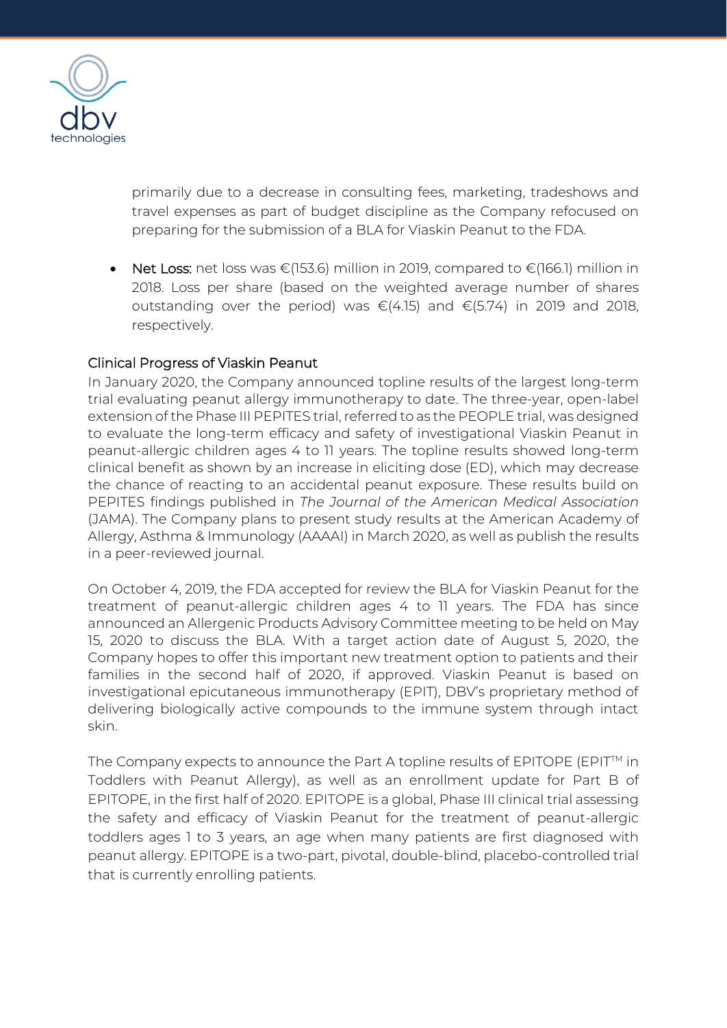primarily due to a decrease in consulting fees, marketing, tradeshows and travel expenses as part of budget discipline as the Company refocused on preparing for the submission of a BLA for Viaskin Peanut to the FDA.

- **Net Loss:** net loss was €(153.6) million in 2019, compared to €(166.1) million in 2018. Loss per share (based on the weighted average number of shares outstanding over the period) was €(4.15) and €(5.74) in 2019 and 2018, respectively.

## Clinical Progress of Viaskin Peanut

In January 2020, the Company announced topline results of the largest long-term trial evaluating peanut allergy immunotherapy to date. The three-year, open-label extension of the Phase III PEPITES trial, referred to as the PEOPLE trial, was designed to evaluate the long-term efficacy and safety of investigational Viaskin Peanut in peanut-allergic children ages 4 to 11 years. The topline results showed long-term clinical benefit as shown by an increase in eliciting dose (ED), which may decrease the chance of reacting to an accidental peanut exposure. These results build on PEPITES findings published in *The Journal of the American Medical Association* (JAMA). The Company plans to present study results at the American Academy of Allergy, Asthma & Immunology (AAAAI) in March 2020, as well as publish the results in a peer-reviewed journal.

On October 4, 2019, the FDA accepted for review the BLA for Viaskin Peanut for the treatment of peanut-allergic children ages 4 to 11 years. The FDA has since announced an Allergenic Products Advisory Committee meeting to be held on May 15, 2020 to discuss the BLA. With a target action date of August 5, 2020, the Company hopes to offer this important new treatment option to patients and their families in the second half of 2020, if approved. Viaskin Peanut is based on investigational epicutaneous immunotherapy (EPIT), DBV's proprietary method of delivering biologically active compounds to the immune system through intact skin.

The Company expects to announce the Part A topline results of EPITOPE (EPIT™ in Toddlers with Peanut Allergy), as well as an enrollment update for Part B of EPITOPE, in the first half of 2020. EPITOPE is a global, Phase III clinical trial assessing the safety and efficacy of Viaskin Peanut for the treatment of peanut-allergic toddlers ages 1 to 3 years, an age when many patients are first diagnosed with peanut allergy. EPITOPE is a two-part, pivotal, double-blind, placebo-controlled trial that is currently enrolling patients.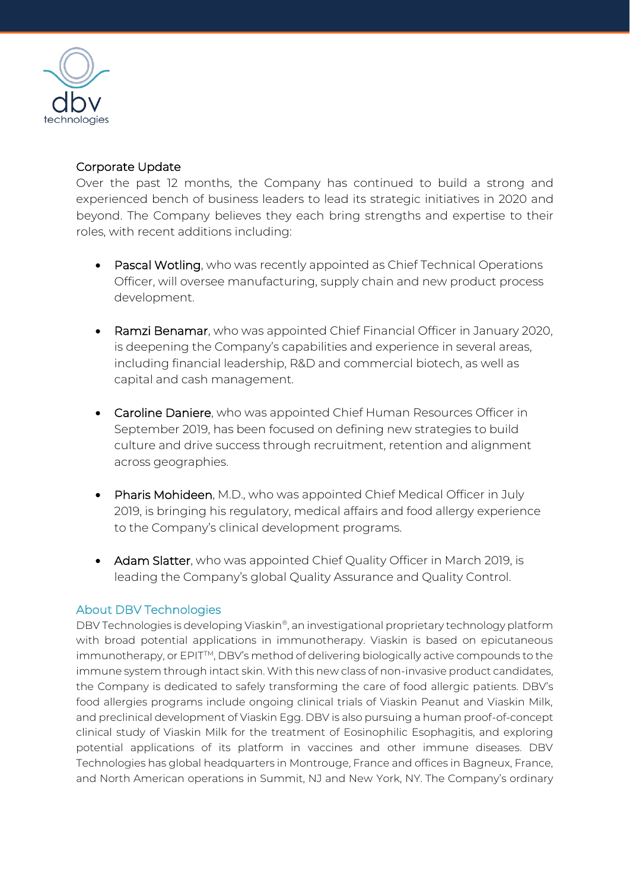## Corporate Update

Over the past 12 months, the Company has continued to build a strong and experienced bench of business leaders to lead its strategic initiatives in 2020 and beyond. The Company believes they each bring strengths and expertise to their roles, with recent additions including:

- Pascal Wotling, who was recently appointed as Chief Technical Operations Officer, will oversee manufacturing, supply chain and new product process development.
- Ramzi Benamar, who was appointed Chief Financial Officer in January 2020, is deepening the Company's capabilities and experience in several areas, including financial leadership, R&D and commercial biotech, as well as capital and cash management.
- Caroline Daniere, who was appointed Chief Human Resources Officer in September 2019, has been focused on defining new strategies to build culture and drive success through recruitment, retention and alignment across geographies.
- Pharis Mohideen, M.D., who was appointed Chief Medical Officer in July 2019, is bringing his regulatory, medical affairs and food allergy experience to the Company's clinical development programs.
- Adam Slatter, who was appointed Chief Quality Officer in March 2019, is leading the Company's global Quality Assurance and Quality Control.

## About DBV Technologies

DBV Technologies is developing Viaskin®, an investigational proprietary technology platform with broad potential applications in immunotherapy. Viaskin is based on epicutaneous immunotherapy, or EPIT™, DBV's method of delivering biologically active compounds to the immune system through intact skin. With this new class of non-invasive product candidates, the Company is dedicated to safely transforming the care of food allergic patients. DBV's food allergies programs include ongoing clinical trials of Viaskin Peanut and Viaskin Milk, and preclinical development of Viaskin Egg. DBV is also pursuing a human proof-of-concept clinical study of Viaskin Milk for the treatment of Eosinophilic Esophagitis, and exploring potential applications of its platform in vaccines and other immune diseases. DBV Technologies has global headquarters in Montrouge, France and offices in Bagneux, France, and North American operations in Summit, NJ and New York, NY. The Company's ordinary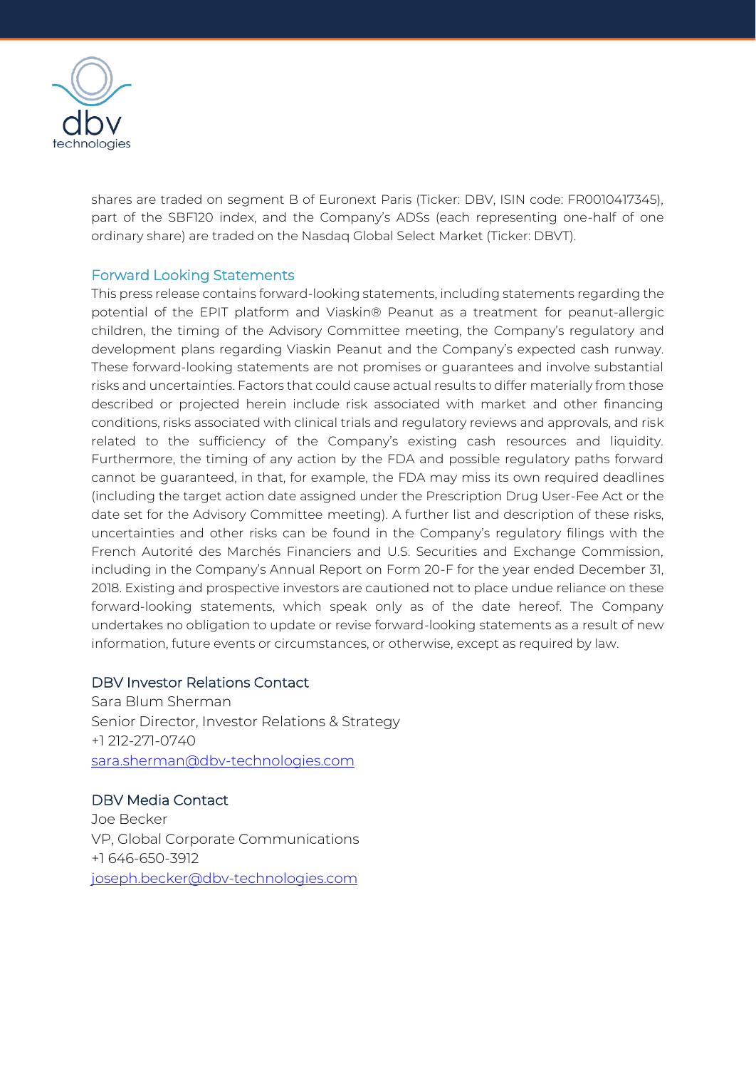shares are traded on segment B of Euronext Paris (Ticker: DBV, ISIN code: FR0010417345), part of the SBF120 index, and the Company's ADSs (each representing one-half of one ordinary share) are traded on the Nasdaq Global Select Market (Ticker: DBVT).

## Forward Looking Statements

This press release contains forward-looking statements, including statements regarding the potential of the EPIT platform and Viaskin® Peanut as a treatment for peanut-allergic children, the timing of the Advisory Committee meeting, the Company's regulatory and development plans regarding Viaskin Peanut and the Company's expected cash runway. These forward-looking statements are not promises or guarantees and involve substantial risks and uncertainties. Factors that could cause actual results to differ materially from those described or projected herein include risk associated with market and other financing conditions, risks associated with clinical trials and regulatory reviews and approvals, and risk related to the sufficiency of the Company's existing cash resources and liquidity. Furthermore, the timing of any action by the FDA and possible regulatory paths forward cannot be guaranteed, in that, for example, the FDA may miss its own required deadlines (including the target action date assigned under the Prescription Drug User-Fee Act or the date set for the Advisory Committee meeting). A further list and description of these risks, uncertainties and other risks can be found in the Company's regulatory filings with the French Autorité des Marchés Financiers and U.S. Securities and Exchange Commission, including in the Company's Annual Report on Form 20-F for the year ended December 31, 2018. Existing and prospective investors are cautioned not to place undue reliance on these forward-looking statements, which speak only as of the date hereof. The Company undertakes no obligation to update or revise forward-looking statements as a result of new information, future events or circumstances, or otherwise, except as required by law.

## DBV Investor Relations Contact

Sara Blum Sherman
Senior Director, Investor Relations & Strategy
+1 212-271-0740
sara.sherman@dbv-technologies.com

## DBV Media Contact

Joe Becker
VP, Global Corporate Communications
+1 646-650-3912
joseph.becker@dbv-technologies.com